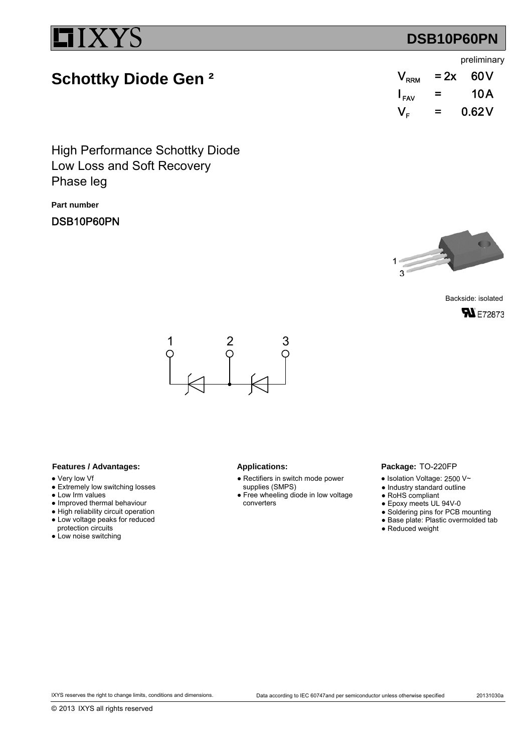# DSB10P60PN

preliminary

## Schottky Diode Gen ²

| | | |
|---|---|---|
| $V_{RRM}$ | = 2x | 60 V |
| $I_{FAV}$ | = | 10 A |
| $V_F$ | = | 0.62 V |

High Performance Schottky Diode
Low Loss and Soft Recovery
Phase leg

**Part number**

DSB10P60PN

1
3

Backside: isolated

E72873

1 2 3

**Features / Advantages:**

- Very low Vf
- Extremely low switching losses
- Low Irm values
- Improved thermal behaviour
- High reliability circuit operation
- Low voltage peaks for reduced protection circuits
- Low noise switching

**Applications:**

- Rectifiers in switch mode power supplies (SMPS)
- Free wheeling diode in low voltage converters

**Package:** TO-220FP

- Isolation Voltage: 2500 V~
- Industry standard outline
- RoHS compliant
- Epoxy meets UL 94V-0
- Soldering pins for PCB mounting
- Base plate: Plastic overmolded tab
- Reduced weight

IXYS reserves the right to change limits, conditions and dimensions. Data according to IEC 60747and per semiconductor unless otherwise specified 20131030a

© 2013 IXYS all rights reserved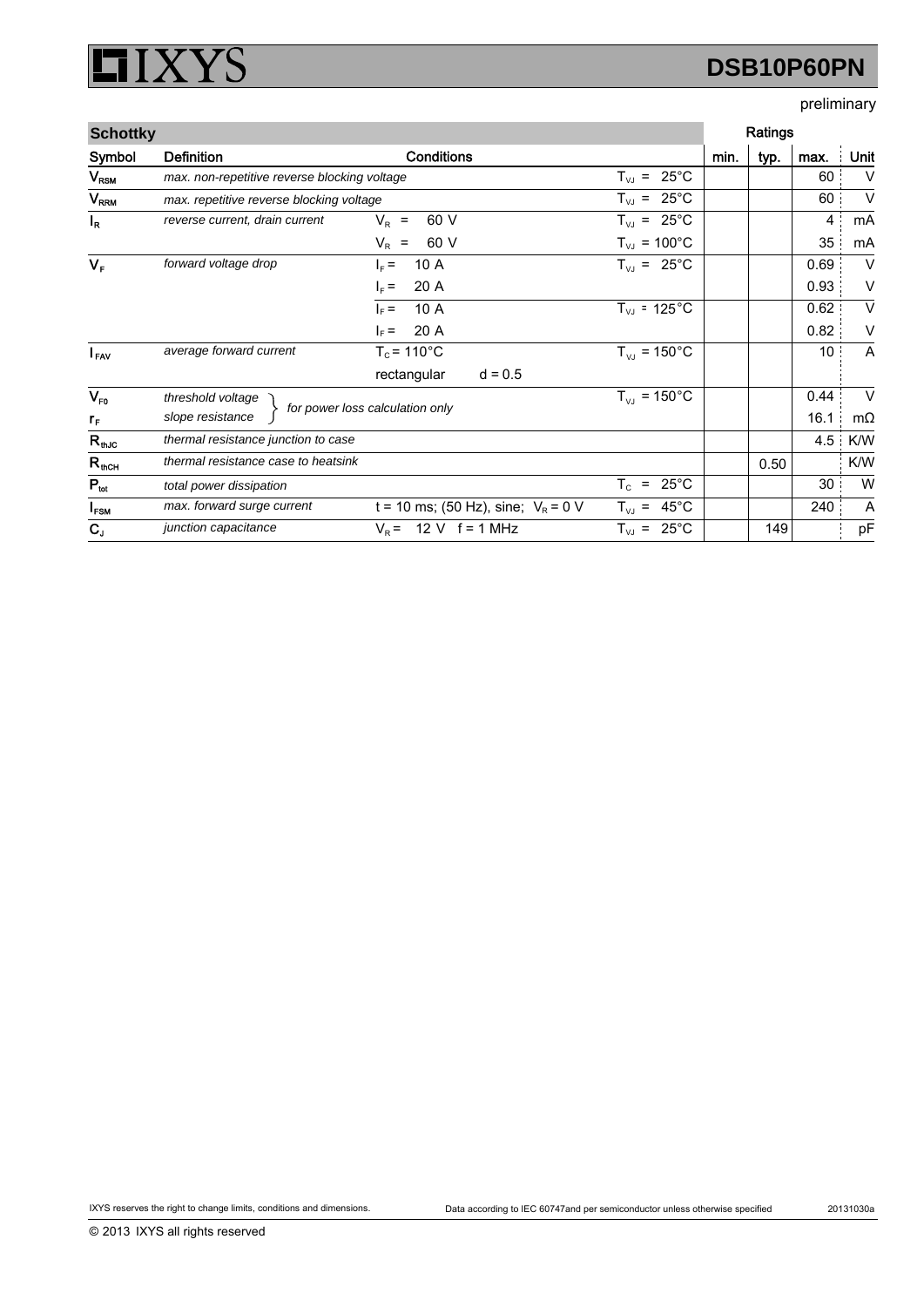DSB10P60PN

preliminary

| Schottky | | | | Ratings | | | |
|---|---|---|---|---|---|---|---|
| Symbol | Definition | Conditions | | min. | typ. | max. | Unit |
| $V_{RSM}$ | *max. non-repetitive reverse blocking voltage* | | $T_{VJ}$ = 25°C | | | 60 | V |
| $V_{RRM}$ | *max. repetitive reverse blocking voltage* | | $T_{VJ}$ = 25°C | | | 60 | V |
| $I_R$ | *reverse current, drain current* | $V_R$ = 60 V | $T_{VJ}$ = 25°C | | | 4 | mA |
| | | $V_R$ = 60 V | $T_{VJ}$ = 100°C | | | 35 | mA |
| $V_F$ | *forward voltage drop* | $I_F$ = 10 A | $T_{VJ}$ = 25°C | | | 0.69 | V |
| | | $I_F$ = 20 A | | | | 0.93 | V |
| | | $I_F$ = 10 A | $T_{VJ}$ = 125°C | | | 0.62 | V |
| | | $I_F$ = 20 A | | | | 0.82 | V |
| $I_{FAV}$ | *average forward current* | $T_C$ = 110°C | $T_{VJ}$ = 150°C | | | 10 | A |
| | | rectangular d = 0.5 | | | | | |
| $V_{F0}$ | *threshold voltage* } *for power loss calculation only* | | $T_{VJ}$ = 150°C | | | 0.44 | V |
| $r_F$ | *slope resistance* | | | | | 16.1 | mΩ |
| $R_{thJC}$ | *thermal resistance junction to case* | | | | | 4.5 | K/W |
| $R_{thCH}$ | *thermal resistance case to heatsink* | | | | 0.50 | | K/W |
| $P_{tot}$ | *total power dissipation* | | $T_C$ = 25°C | | | 30 | W |
| $I_{FSM}$ | *max. forward surge current* | t = 10 ms; (50 Hz), sine; $V_R$ = 0 V | $T_{VJ}$ = 45°C | | | 240 | A |
| $C_J$ | *junction capacitance* | $V_R$ = 12 V f = 1 MHz | $T_{VJ}$ = 25°C | | 149 | | pF |

IXYS reserves the right to change limits, conditions and dimensions.

Data according to IEC 60747and per semiconductor unless otherwise specified

20131030a

© 2013 IXYS all rights reserved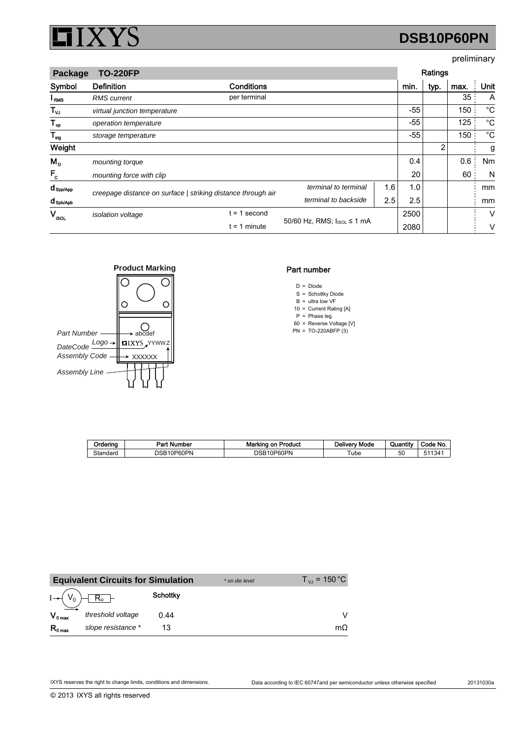# DSB10P60PN

preliminary

| Package | TO-220FP | | | | Ratings | | | |
|---|---|---|---|---|---|---|---|---|
| Symbol | Definition | Conditions | | | min. | typ. | max. | Unit |
| $I_{RMS}$ | *RMS current* | per terminal | | | | | 35 | A |
| $T_{VJ}$ | *virtual junction temperature* | | | | -55 | | 150 | °C |
| $T_{op}$ | *operation temperature* | | | | -55 | | 125 | °C |
| $T_{stg}$ | *storage temperature* | | | | -55 | | 150 | °C |
| **Weight** | | | | | | 2 | | g |
| $M_D$ | *mounting torque* | | | | 0.4 | | 0.6 | Nm |
| $F_C$ | *mounting force with clip* | | | | 20 | | 60 | N |
| $d_{Spp/App}$ | *creepage distance on surface \| striking distance through air* | | *terminal to terminal* | 1.6 | 1.0 | | | mm |
| $d_{Spb/Apb}$ | | | *terminal to backside* | 2.5 | 2.5 | | | mm |
| $V_{ISOL}$ | *isolation voltage* | t = 1 second | 50/60 Hz, RMS; $I_{ISOL}$ ≤ 1 mA | | 2500 | | | V |
| | | t = 1 minute | | | 2080 | | | V |

**Product Marking**

Part Number → abcdef
Logo → IXYS YYWWZ ← DateCode
Assembly Code → XXXXXX
Assembly Line

**Part number**

D = Diode
S = Schottky Diode
B = ultra low VF
10 = Current Rating [A]
P = Phase leg
60 = Reverse Voltage [V]
PN = TO-220ABFP (3)

| Ordering | Part Number | Marking on Product | Delivery Mode | Quantity | Code No. |
|---|---|---|---|---|---|
| Standard | DSB10P60PN | DSB10P60PN | Tube | 50 | 511341 |

| Equivalent Circuits for Simulation | | | * on die level | $T_{VJ}$ = 150 °C |
|---|---|---|---|---|
| | | Schottky | | |
| $V_{0\ max}$ | *threshold voltage* | 0.44 | | V |
| $R_{0\ max}$ | *slope resistance* * | 13 | | mΩ |

IXYS reserves the right to change limits, conditions and dimensions. Data according to IEC 60747and per semiconductor unless otherwise specified 20131030a

© 2013 IXYS all rights reserved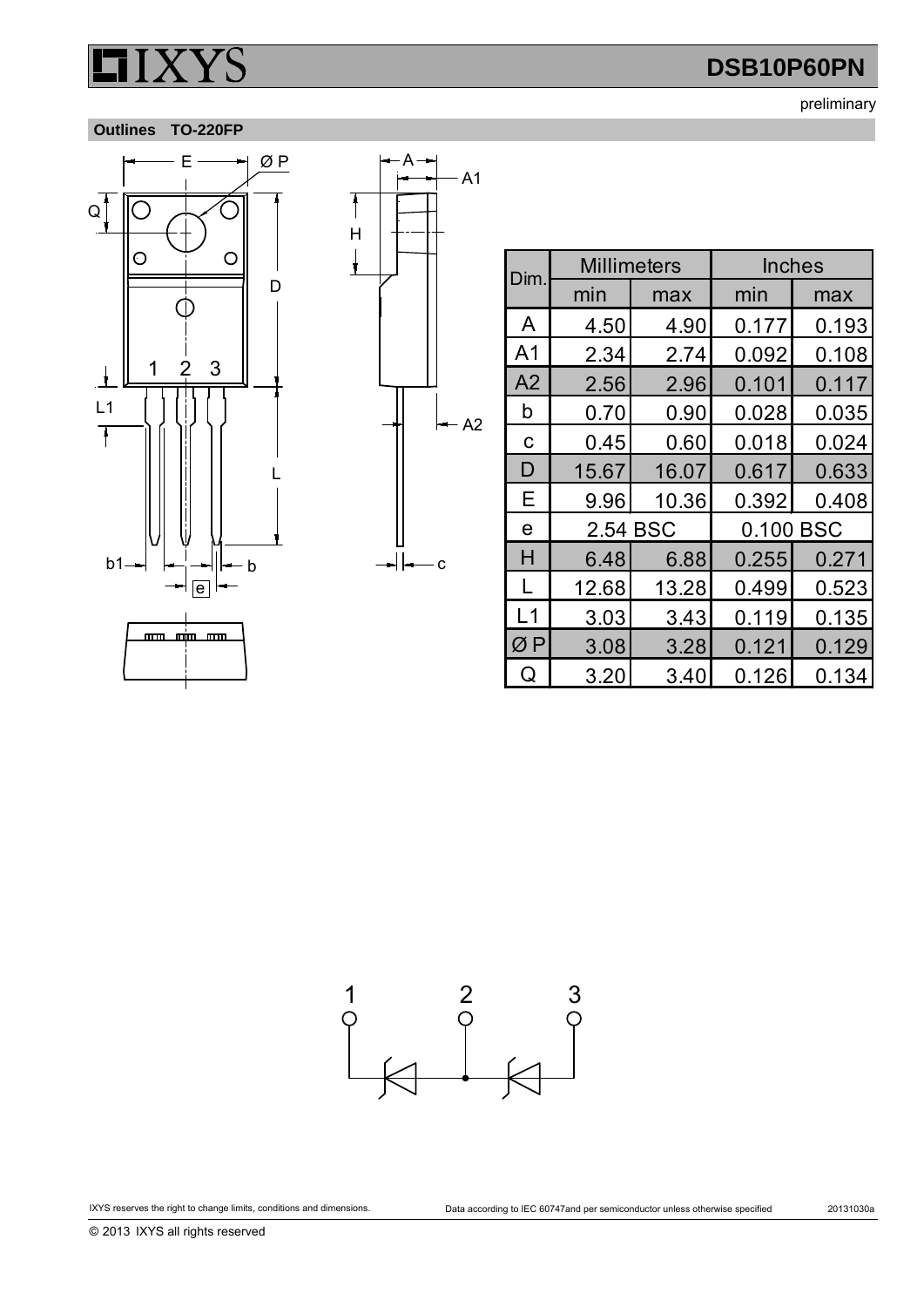preliminary

**Outlines TO-220FP**

E
Ø P
Q
D
1 2 3
L1
L
b1
b
e
A
A1
H
A2
c

| Dim. | Millimeters | | Inches | |
|---|---|---|---|---|
| | min | max | min | max |
| A | 4.50 | 4.90 | 0.177 | 0.193 |
| A1 | 2.34 | 2.74 | 0.092 | 0.108 |
| A2 | 2.56 | 2.96 | 0.101 | 0.117 |
| b | 0.70 | 0.90 | 0.028 | 0.035 |
| c | 0.45 | 0.60 | 0.018 | 0.024 |
| D | 15.67 | 16.07 | 0.617 | 0.633 |
| E | 9.96 | 10.36 | 0.392 | 0.408 |
| e | 2.54 BSC | | 0.100 BSC | |
| H | 6.48 | 6.88 | 0.255 | 0.271 |
| L | 12.68 | 13.28 | 0.499 | 0.523 |
| L1 | 3.03 | 3.43 | 0.119 | 0.135 |
| Ø P | 3.08 | 3.28 | 0.121 | 0.129 |
| Q | 3.20 | 3.40 | 0.126 | 0.134 |

1 2 3

IXYS reserves the right to change limits, conditions and dimensions.

Data according to IEC 60747and per semiconductor unless otherwise specified

20131030a

© 2013 IXYS all rights reserved